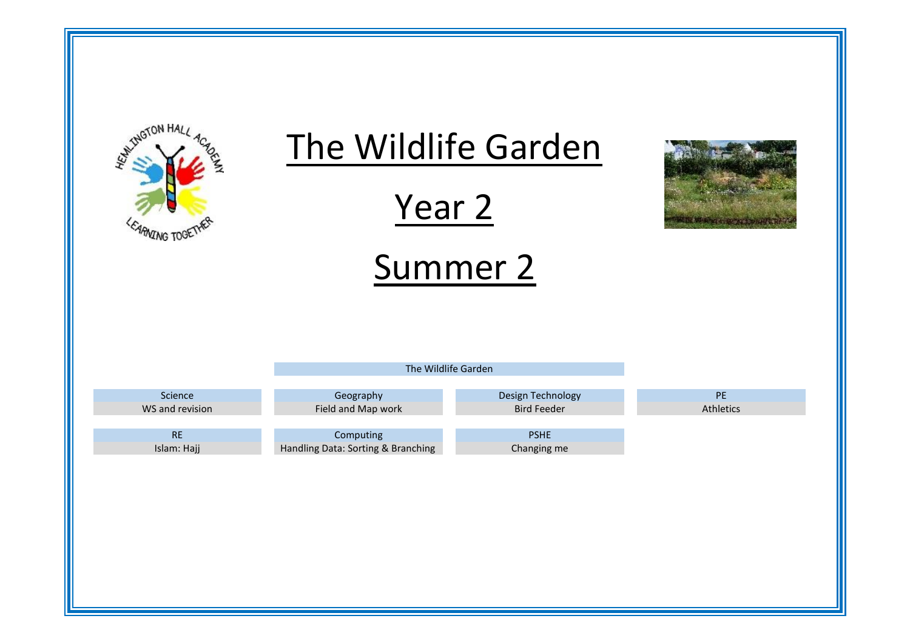# The Wildlife Garden

# Year 2

# Summer 2

The Wildlife Garden

| Science | Geography | Design Technology | PE |
|---|---|---|---|
| WS and revision | Field and Map work | Bird Feeder | Athletics |

| RE | Computing | PSHE |
|---|---|---|
| Islam: Hajj | Handling Data: Sorting & Branching | Changing me |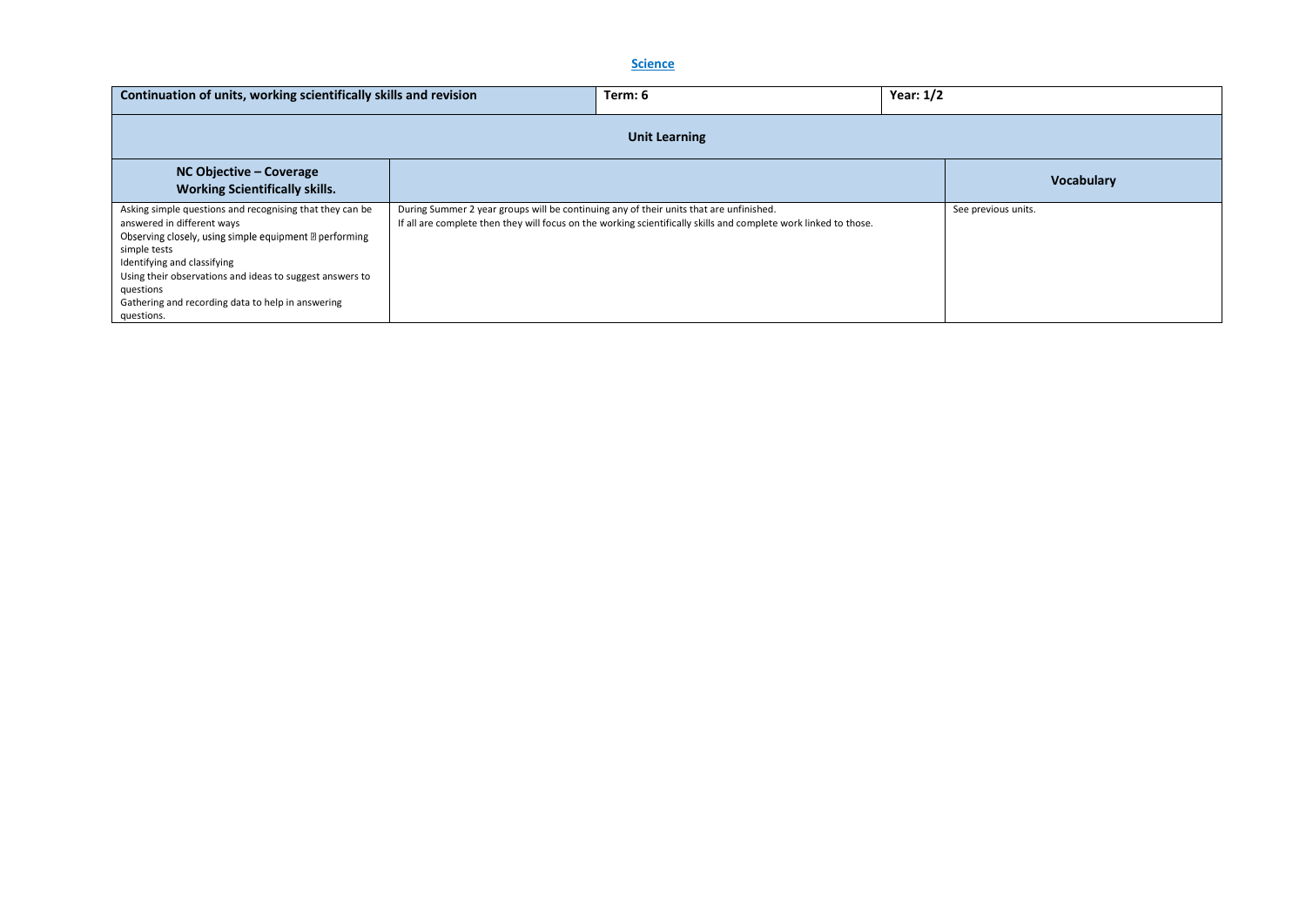## Science

| Continuation of units, working scientifically skills and revision | | Term: 6 | Year: 1/2 |
|---|---|---|---|
| **Unit Learning** | | | |
| **NC Objective – Coverage Working Scientifically skills.** | | | **Vocabulary** |
| Asking simple questions and recognising that they can be answered in different ways<br>Observing closely, using simple equipment  performing simple tests<br>Identifying and classifying<br>Using their observations and ideas to suggest answers to questions<br>Gathering and recording data to help in answering questions. | During Summer 2 year groups will be continuing any of their units that are unfinished.<br>If all are complete then they will focus on the working scientifically skills and complete work linked to those. | | See previous units. |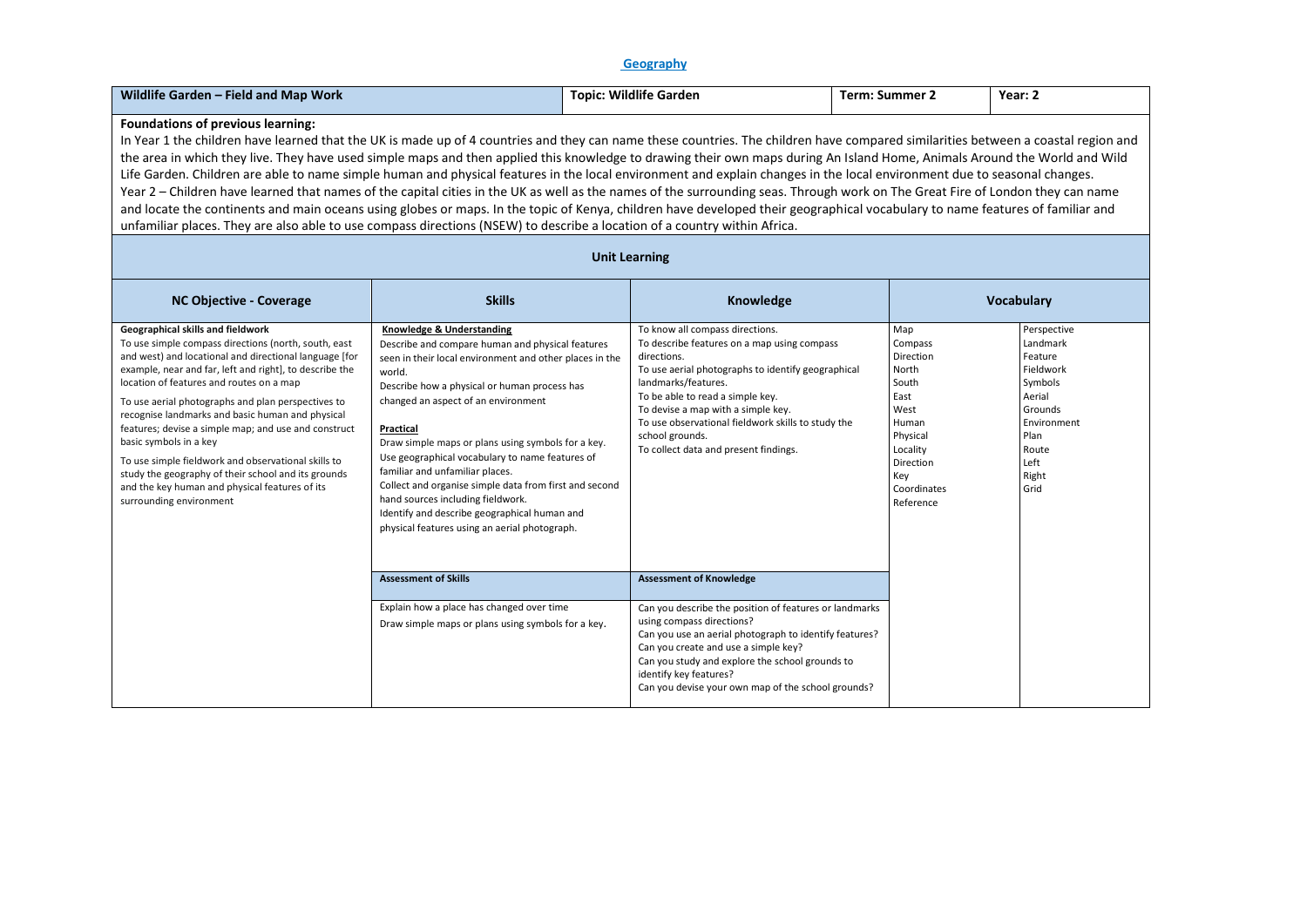# Geography

| Wildlife Garden – Field and Map Work | Topic: Wildlife Garden | Term: Summer 2 | Year: 2 |
|---|---|---|---|

**Foundations of previous learning:**

In Year 1 the children have learned that the UK is made up of 4 countries and they can name these countries. The children have compared similarities between a coastal region and the area in which they live. They have used simple maps and then applied this knowledge to drawing their own maps during An Island Home, Animals Around the World and Wild Life Garden. Children are able to name simple human and physical features in the local environment and explain changes in the local environment due to seasonal changes.

Year 2 – Children have learned that names of the capital cities in the UK as well as the names of the surrounding seas. Through work on The Great Fire of London they can name and locate the continents and main oceans using globes or maps. In the topic of Kenya, children have developed their geographical vocabulary to name features of familiar and unfamiliar places. They are also able to use compass directions (NSEW) to describe a location of a country within Africa.

## Unit Learning

| NC Objective - Coverage | Skills | Knowledge | Vocabulary | |
|---|---|---|---|---|
| **Geographical skills and fieldwork**<br>To use simple compass directions (north, south, east and west) and locational and directional language [for example, near and far, left and right], to describe the location of features and routes on a map<br><br>To use aerial photographs and plan perspectives to recognise landmarks and basic human and physical features; devise a simple map; and use and construct basic symbols in a key<br><br>To use simple fieldwork and observational skills to study the geography of their school and its grounds and the key human and physical features of its surrounding environment | **Knowledge & Understanding**<br>Describe and compare human and physical features seen in their local environment and other places in the world.<br>Describe how a physical or human process has changed an aspect of an environment<br><br>**Practical**<br>Draw simple maps or plans using symbols for a key.<br>Use geographical vocabulary to name features of familiar and unfamiliar places.<br>Collect and organise simple data from first and second hand sources including fieldwork.<br>Identify and describe geographical human and physical features using an aerial photograph. | To know all compass directions.<br>To describe features on a map using compass directions.<br>To use aerial photographs to identify geographical landmarks/features.<br>To be able to read a simple key.<br>To devise a map with a simple key.<br>To use observational fieldwork skills to study the school grounds.<br>To collect data and present findings. | Map<br>Compass<br>Direction<br>North<br>South<br>East<br>West<br>Human<br>Physical<br>Locality<br>Direction<br>Key<br>Coordinates<br>Reference | Perspective<br>Landmark<br>Feature<br>Fieldwork<br>Symbols<br>Aerial<br>Grounds<br>Environment<br>Plan<br>Route<br>Left<br>Right<br>Grid |
| | **Assessment of Skills** | **Assessment of Knowledge** | | |
| | Explain how a place has changed over time<br>Draw simple maps or plans using symbols for a key. | Can you describe the position of features or landmarks using compass directions?<br>Can you use an aerial photograph to identify features?<br>Can you create and use a simple key?<br>Can you study and explore the school grounds to identify key features?<br>Can you devise your own map of the school grounds? | | |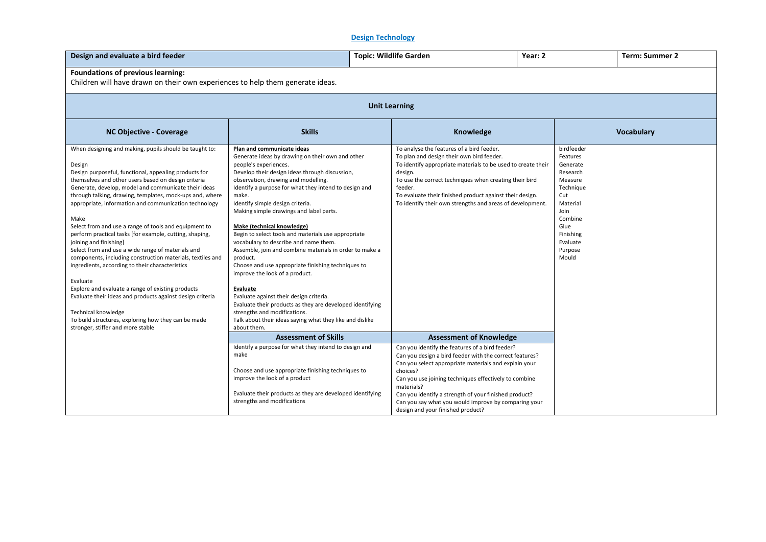## Design Technology

| Design and evaluate a bird feeder | Topic: Wildlife Garden | Year: 2 | Term: Summer 2 |
|---|---|---|---|

**Foundations of previous learning:**
Children will have drawn on their own experiences to help them generate ideas.

### Unit Learning

| NC Objective - Coverage | Skills | Knowledge | Vocabulary |
|---|---|---|---|
| When designing and making, pupils should be taught to:<br><br>Design<br>Design purposeful, functional, appealing products for themselves and other users based on design criteria<br>Generate, develop, model and communicate their ideas through talking, drawing, templates, mock-ups and, where appropriate, information and communication technology<br><br>Make<br>Select from and use a range of tools and equipment to perform practical tasks [for example, cutting, shaping, joining and finishing]<br>Select from and use a wide range of materials and components, including construction materials, textiles and ingredients, according to their characteristics<br><br>Evaluate<br>Explore and evaluate a range of existing products<br>Evaluate their ideas and products against design criteria<br><br>Technical knowledge<br>To build structures, exploring how they can be made stronger, stiffer and more stable | **Plan and communicate ideas**<br>Generate ideas by drawing on their own and other people's experiences.<br>Develop their design ideas through discussion, observation, drawing and modelling.<br>Identify a purpose for what they intend to design and make.<br>Identify simple design criteria.<br>Making simple drawings and label parts.<br><br>**Make (technical knowledge)**<br>Begin to select tools and materials use appropriate vocabulary to describe and name them.<br>Assemble, join and combine materials in order to make a product.<br>Choose and use appropriate finishing techniques to improve the look of a product.<br><br>**Evaluate**<br>Evaluate against their design criteria.<br>Evaluate their products as they are developed identifying strengths and modifications.<br>Talk about their ideas saying what they like and dislike about them. | To analyse the features of a bird feeder.<br>To plan and design their own bird feeder.<br>To identify appropriate materials to be used to create their design.<br>To use the correct techniques when creating their bird feeder.<br>To evaluate their finished product against their design.<br>To identify their own strengths and areas of development. | birdfeeder<br>Features<br>Generate<br>Research<br>Measure<br>Technique<br>Cut<br>Material<br>Join<br>Combine<br>Glue<br>Finishing<br>Evaluate<br>Purpose<br>Mould |
| | **Assessment of Skills** | **Assessment of Knowledge** | |
| | Identify a purpose for what they intend to design and make<br><br>Choose and use appropriate finishing techniques to improve the look of a product<br><br>Evaluate their products as they are developed identifying strengths and modifications | Can you identify the features of a bird feeder?<br>Can you design a bird feeder with the correct features?<br>Can you select appropriate materials and explain your choices?<br>Can you use joining techniques effectively to combine materials?<br>Can you identify a strength of your finished product?<br>Can you say what you would improve by comparing your design and your finished product? | |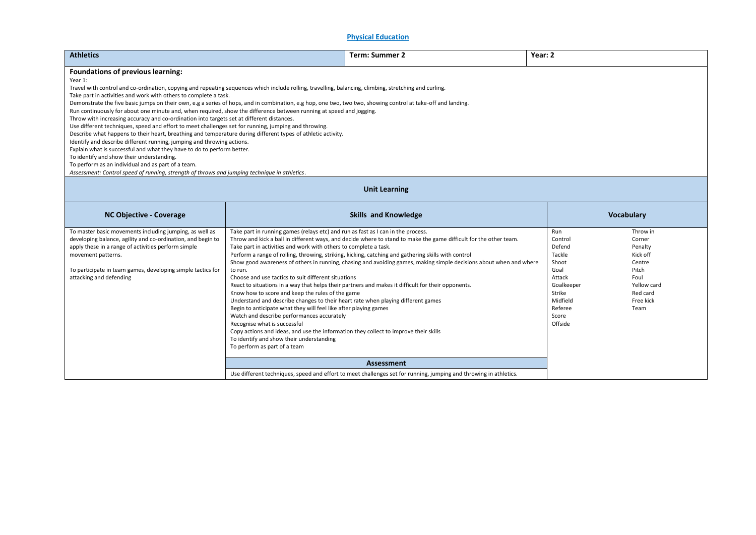# Physical Education

| Athletics | Term: Summer 2 | Year: 2 |
|---|---|---|

**Foundations of previous learning:**

Year 1:

Travel with control and co-ordination, copying and repeating sequences which include rolling, travelling, balancing, climbing, stretching and curling.
Take part in activities and work with others to complete a task.
Demonstrate the five basic jumps on their own, e.g a series of hops, and in combination, e.g hop, one two, two two, showing control at take-off and landing.
Run continuously for about one minute and, when required, show the difference between running at speed and jogging.
Throw with increasing accuracy and co-ordination into targets set at different distances.
Use different techniques, speed and effort to meet challenges set for running, jumping and throwing.
Describe what happens to their heart, breathing and temperature during different types of athletic activity.
Identify and describe different running, jumping and throwing actions.
Explain what is successful and what they have to do to perform better.
To identify and show their understanding.
To perform as an individual and as part of a team.
*Assessment: Control speed of running, strength of throws and jumping technique in athletics*.

## Unit Learning

| NC Objective - Coverage | Skills and Knowledge | Vocabulary | |
|---|---|---|---|
| To master basic movements including jumping, as well as developing balance, agility and co-ordination, and begin to apply these in a range of activities perform simple movement patterns.<br><br>To participate in team games, developing simple tactics for attacking and defending | Take part in running games (relays etc) and run as fast as I can in the process.<br>Throw and kick a ball in different ways, and decide where to stand to make the game difficult for the other team.<br>Take part in activities and work with others to complete a task.<br>Perform a range of rolling, throwing, striking, kicking, catching and gathering skills with control<br>Show good awareness of others in running, chasing and avoiding games, making simple decisions about when and where to run.<br>Choose and use tactics to suit different situations<br>React to situations in a way that helps their partners and makes it difficult for their opponents.<br>Know how to score and keep the rules of the game<br>Understand and describe changes to their heart rate when playing different games<br>Begin to anticipate what they will feel like after playing games<br>Watch and describe performances accurately<br>Recognise what is successful<br>Copy actions and ideas, and use the information they collect to improve their skills<br>To identify and show their understanding<br>To perform as part of a team | Run<br>Control<br>Defend<br>Tackle<br>Shoot<br>Goal<br>Attack<br>Goalkeeper<br>Strike<br>Midfield<br>Referee<br>Score<br>Offside | Throw in<br>Corner<br>Penalty<br>Kick off<br>Centre<br>Pitch<br>Foul<br>Yellow card<br>Red card<br>Free kick<br>Team |
| | **Assessment** | | |
| | Use different techniques, speed and effort to meet challenges set for running, jumping and throwing in athletics. | | |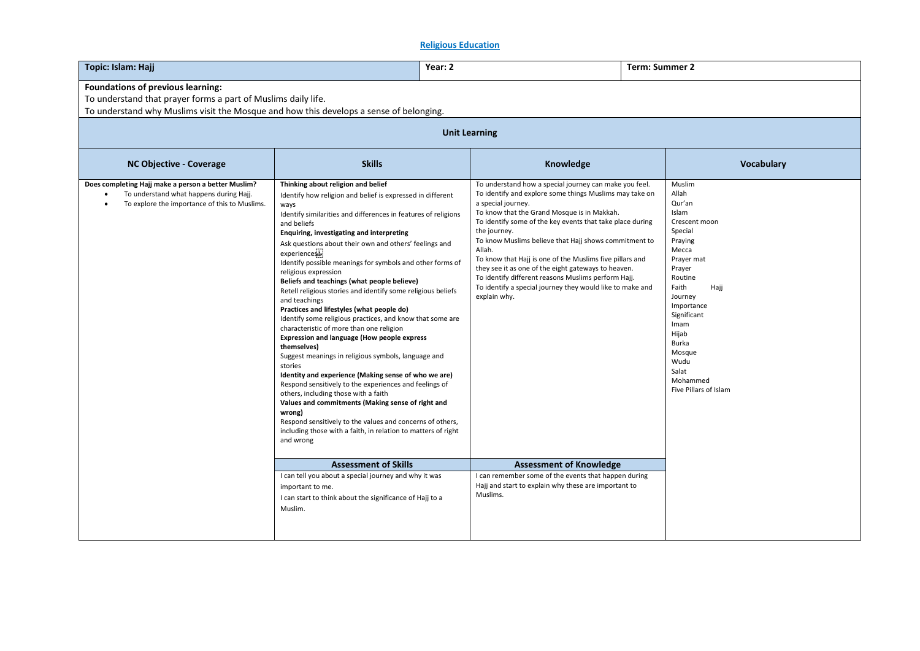## Religious Education

| Topic: Islam: Hajj | Year: 2 | Term: Summer 2 |
|---|---|---|

**Foundations of previous learning:**

To understand that prayer forms a part of Muslims daily life.

To understand why Muslims visit the Mosque and how this develops a sense of belonging.

### Unit Learning

| NC Objective - Coverage | Skills | Knowledge | Vocabulary |
|---|---|---|---|
| **Does completing Hajj make a person a better Muslim?**<br>• To understand what happens during Hajj.<br>• To explore the importance of this to Muslims. | **Thinking about religion and belief**<br>Identify how religion and belief is expressed in different ways<br>Identify similarities and differences in features of religions and beliefs<br>**Enquiring, investigating and interpreting**<br>Ask questions about their own and others' feelings and experiences<br>Identify possible meanings for symbols and other forms of religious expression<br>**Beliefs and teachings (what people believe)**<br>Retell religious stories and identify some religious beliefs and teachings<br>**Practices and lifestyles (what people do)**<br>Identify some religious practices, and know that some are characteristic of more than one religion<br>**Expression and language (How people express themselves)**<br>Suggest meanings in religious symbols, language and stories<br>**Identity and experience (Making sense of who we are)**<br>Respond sensitively to the experiences and feelings of others, including those with a faith<br>**Values and commitments (Making sense of right and wrong)**<br>Respond sensitively to the values and concerns of others, including those with a faith, in relation to matters of right and wrong | To understand how a special journey can make you feel.<br>To identify and explore some things Muslims may take on a special journey.<br>To know that the Grand Mosque is in Makkah.<br>To identify some of the key events that take place during the journey.<br>To know Muslims believe that Hajj shows commitment to Allah.<br>To know that Hajj is one of the Muslims five pillars and they see it as one of the eight gateways to heaven.<br>To identify different reasons Muslims perform Hajj.<br>To identify a special journey they would like to make and explain why. | Muslim<br>Allah<br>Qur'an<br>Islam<br>Crescent moon<br>Special<br>Praying<br>Mecca<br>Prayer mat<br>Prayer<br>Routine<br>Faith<br>Hajj<br>Journey<br>Importance<br>Significant<br>Imam<br>Hijab<br>Burka<br>Mosque<br>Wudu<br>Salat<br>Mohammed<br>Five Pillars of Islam |
| | **Assessment of Skills** | **Assessment of Knowledge** | |
| | I can tell you about a special journey and why it was important to me.<br>I can start to think about the significance of Hajj to a Muslim. | I can remember some of the events that happen during Hajj and start to explain why these are important to Muslims. | |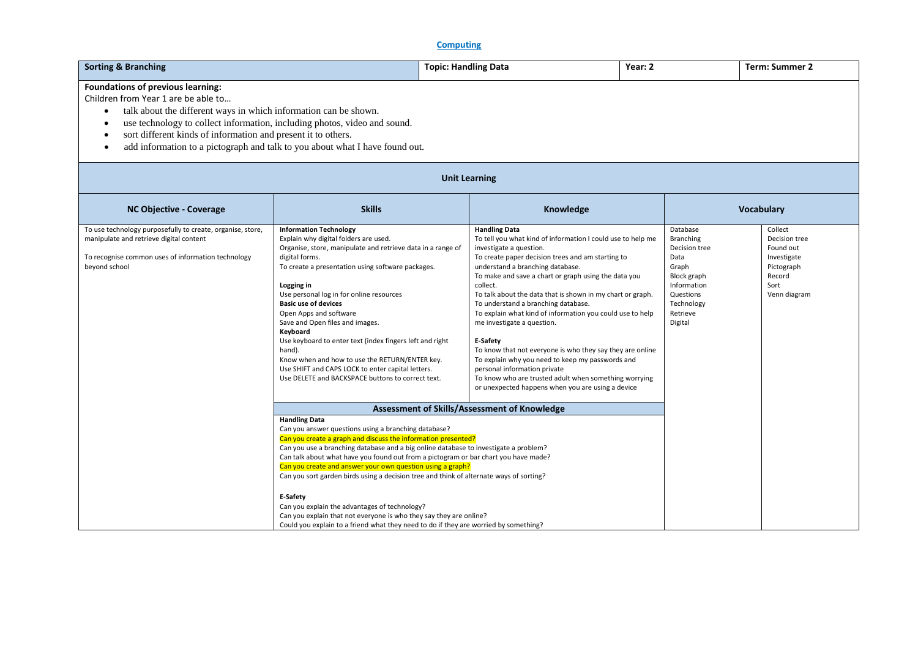# Computing

| Sorting & Branching | Topic: Handling Data | Year: 2 | Term: Summer 2 |
|---|---|---|---|

**Foundations of previous learning:**

Children from Year 1 are be able to…

- talk about the different ways in which information can be shown.
- use technology to collect information, including photos, video and sound.
- sort different kinds of information and present it to others.
- add information to a pictograph and talk to you about what I have found out.

## Unit Learning

| NC Objective - Coverage | Skills | Knowledge | Vocabulary | |
|---|---|---|---|---|
| To use technology purposefully to create, organise, store, manipulate and retrieve digital content<br><br>To recognise common uses of information technology beyond school | **Information Technology**<br>Explain why digital folders are used.<br>Organise, store, manipulate and retrieve data in a range of digital forms.<br>To create a presentation using software packages.<br><br>**Logging in**<br>Use personal log in for online resources<br>**Basic use of devices**<br>Open Apps and software<br>Save and Open files and images.<br>**Keyboard**<br>Use keyboard to enter text (index fingers left and right hand).<br>Know when and how to use the RETURN/ENTER key.<br>Use SHIFT and CAPS LOCK to enter capital letters.<br>Use DELETE and BACKSPACE buttons to correct text. | **Handling Data**<br>To tell you what kind of information I could use to help me investigate a question.<br>To create paper decision trees and am starting to understand a branching database.<br>To make and save a chart or graph using the data you collect.<br>To talk about the data that is shown in my chart or graph.<br>To understand a branching database.<br>To explain what kind of information you could use to help me investigate a question.<br><br>**E-Safety**<br>To know that not everyone is who they say they are online<br>To explain why you need to keep my passwords and personal information private<br>To know who are trusted adult when something worrying or unexpected happens when you are using a device | Database<br>Branching<br>Decision tree<br>Data<br>Graph<br>Block graph<br>Information<br>Questions<br>Technology<br>Retrieve<br>Digital | Collect<br>Decision tree<br>Found out<br>Investigate<br>Pictograph<br>Record<br>Sort<br>Venn diagram |
| | **Assessment of Skills/Assessment of Knowledge** | | | |
| | **Handling Data**<br>Can you answer questions using a branching database?<br>Can you create a graph and discuss the information presented?<br>Can you use a branching database and a big online database to investigate a problem?<br>Can talk about what have you found out from a pictogram or bar chart you have made?<br>Can you create and answer your own question using a graph?<br>Can you sort garden birds using a decision tree and think of alternate ways of sorting?<br><br>**E-Safety**<br>Can you explain the advantages of technology?<br>Can you explain that not everyone is who they say they are online?<br>Could you explain to a friend what they need to do if they are worried by something? | | | |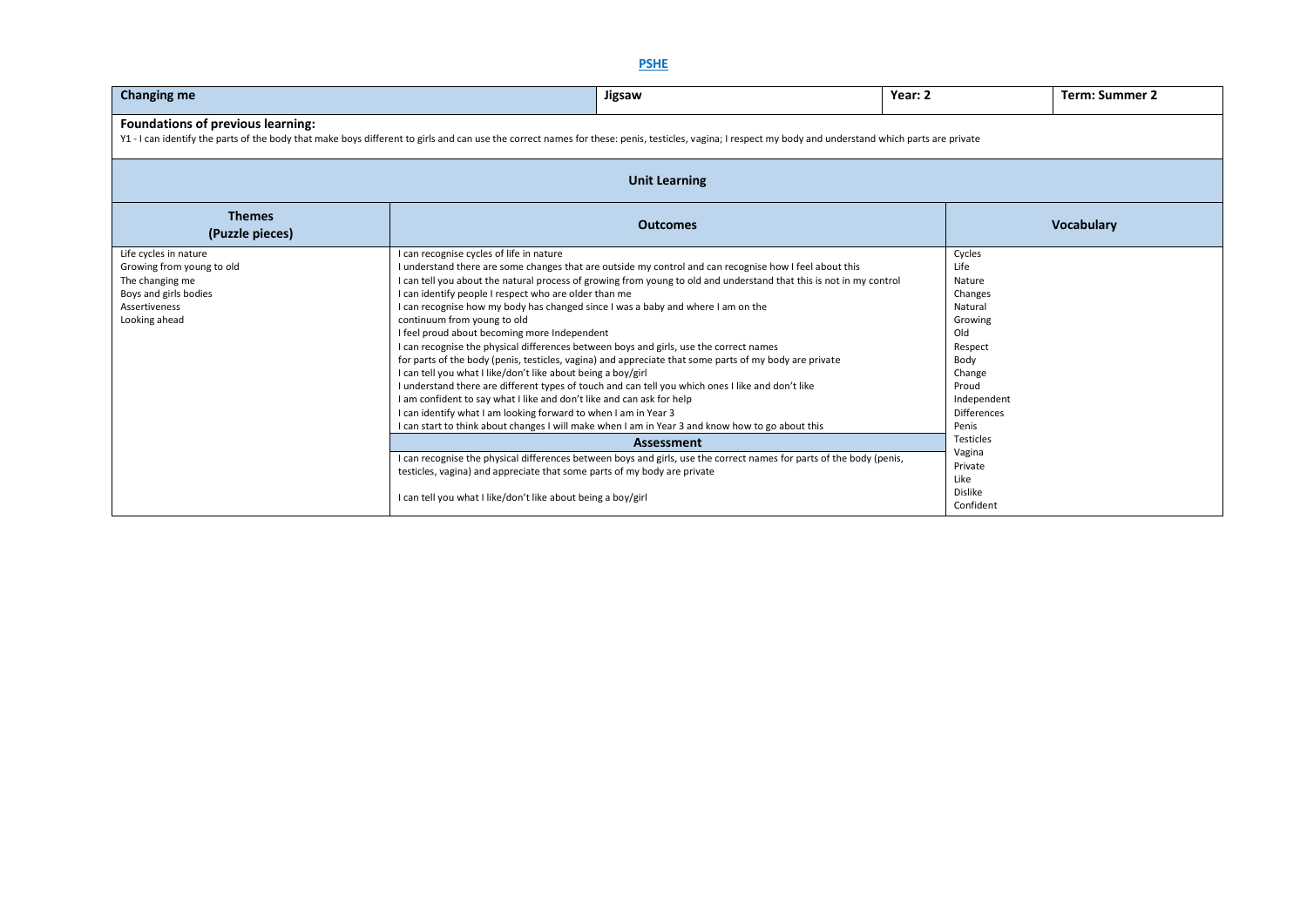**PSHE**

| Changing me | Jigsaw | Year: 2 | Term: Summer 2 |
|---|---|---|---|

**Foundations of previous learning:**

Y1 - I can identify the parts of the body that make boys different to girls and can use the correct names for these: penis, testicles, vagina; I respect my body and understand which parts are private

**Unit Learning**

| Themes (Puzzle pieces) | Outcomes | Vocabulary |
|---|---|---|
| Life cycles in nature<br>Growing from young to old<br>The changing me<br>Boys and girls bodies<br>Assertiveness<br>Looking ahead | I can recognise cycles of life in nature<br>I understand there are some changes that are outside my control and can recognise how I feel about this<br>I can tell you about the natural process of growing from young to old and understand that this is not in my control<br>I can identify people I respect who are older than me<br>I can recognise how my body has changed since I was a baby and where I am on the continuum from young to old<br>I feel proud about becoming more Independent<br>I can recognise the physical differences between boys and girls, use the correct names for parts of the body (penis, testicles, vagina) and appreciate that some parts of my body are private<br>I can tell you what I like/don't like about being a boy/girl<br>I understand there are different types of touch and can tell you which ones I like and don't like<br>I am confident to say what I like and don't like and can ask for help<br>I can identify what I am looking forward to when I am in Year 3<br>I can start to think about changes I will make when I am in Year 3 and know how to go about this<br>**Assessment**<br>I can recognise the physical differences between boys and girls, use the correct names for parts of the body (penis, testicles, vagina) and appreciate that some parts of my body are private<br>I can tell you what I like/don't like about being a boy/girl | Cycles<br>Life<br>Nature<br>Changes<br>Natural<br>Growing<br>Old<br>Respect<br>Body<br>Change<br>Proud<br>Independent<br>Differences<br>Penis<br>Testicles<br>Vagina<br>Private<br>Like<br>Dislike<br>Confident |